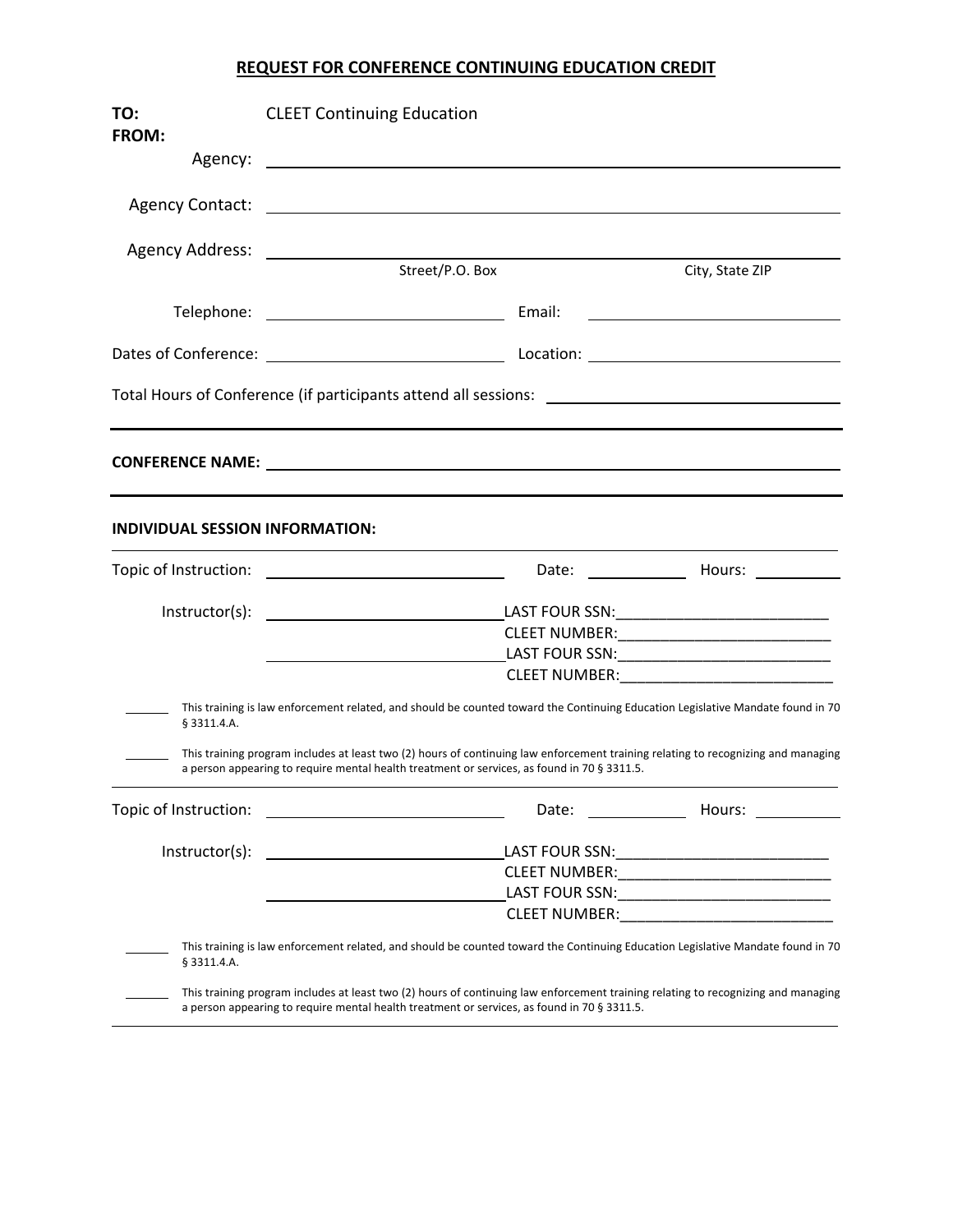# REQUEST FOR CONFERENCE CONTINUING EDUCATION CREDIT

**TO:** CLEET Continuing Education

**FROM:**

Agency: ______________________________

Agency Contact: ______________________________

Agency Address: ______________________________
Street/P.O. Box City, State ZIP

Telephone: ______________ Email: ______________

Dates of Conference: ______________ Location: ______________

Total Hours of Conference (if participants attend all sessions: ______________

---

**CONFERENCE NAME:** ______________________________

---

**INDIVIDUAL SESSION INFORMATION:**

Topic of Instruction: ______________ Date: __________ Hours: __________

Instructor(s): ______________ LAST FOUR SSN:______________
CLEET NUMBER:______________
______________ LAST FOUR SSN:______________
CLEET NUMBER:______________

_______ This training is law enforcement related, and should be counted toward the Continuing Education Legislative Mandate found in 70 § 3311.4.A.

_______ This training program includes at least two (2) hours of continuing law enforcement training relating to recognizing and managing a person appearing to require mental health treatment or services, as found in 70 § 3311.5.

---

Topic of Instruction: ______________ Date: __________ Hours: __________

Instructor(s): ______________ LAST FOUR SSN:______________
CLEET NUMBER:______________
______________ LAST FOUR SSN:______________
CLEET NUMBER:______________

_______ This training is law enforcement related, and should be counted toward the Continuing Education Legislative Mandate found in 70 § 3311.4.A.

_______ This training program includes at least two (2) hours of continuing law enforcement training relating to recognizing and managing a person appearing to require mental health treatment or services, as found in 70 § 3311.5.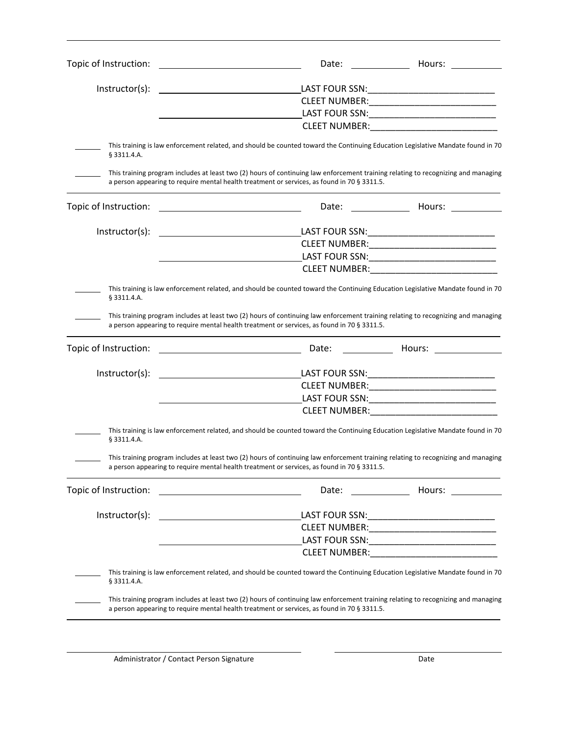---

Topic of Instruction: ______________________ Date: __________ Hours: __________

Instructor(s): ______________________ LAST FOUR SSN: ______________________

CLEET NUMBER: ______________________

______________________ LAST FOUR SSN: ______________________

CLEET NUMBER: ______________________

______ This training is law enforcement related, and should be counted toward the Continuing Education Legislative Mandate found in 70 § 3311.4.A.

______ This training program includes at least two (2) hours of continuing law enforcement training relating to recognizing and managing a person appearing to require mental health treatment or services, as found in 70 § 3311.5.

---

Topic of Instruction: ______________________ Date: __________ Hours: __________

Instructor(s): ______________________ LAST FOUR SSN: ______________________

CLEET NUMBER: ______________________

______________________ LAST FOUR SSN: ______________________

CLEET NUMBER: ______________________

______ This training is law enforcement related, and should be counted toward the Continuing Education Legislative Mandate found in 70 § 3311.4.A.

______ This training program includes at least two (2) hours of continuing law enforcement training relating to recognizing and managing a person appearing to require mental health treatment or services, as found in 70 § 3311.5.

---

Topic of Instruction: ______________________ Date: __________ Hours: __________

Instructor(s): ______________________ LAST FOUR SSN: ______________________

CLEET NUMBER: ______________________

______________________ LAST FOUR SSN: ______________________

CLEET NUMBER: ______________________

______ This training is law enforcement related, and should be counted toward the Continuing Education Legislative Mandate found in 70 § 3311.4.A.

______ This training program includes at least two (2) hours of continuing law enforcement training relating to recognizing and managing a person appearing to require mental health treatment or services, as found in 70 § 3311.5.

---

Topic of Instruction: ______________________ Date: __________ Hours: __________

Instructor(s): ______________________ LAST FOUR SSN: ______________________

CLEET NUMBER: ______________________

______________________ LAST FOUR SSN: ______________________

CLEET NUMBER: ______________________

______ This training is law enforcement related, and should be counted toward the Continuing Education Legislative Mandate found in 70 § 3311.4.A.

______ This training program includes at least two (2) hours of continuing law enforcement training relating to recognizing and managing a person appearing to require mental health treatment or services, as found in 70 § 3311.5.

---

______________________________ ______________________

Administrator / Contact Person Signature Date